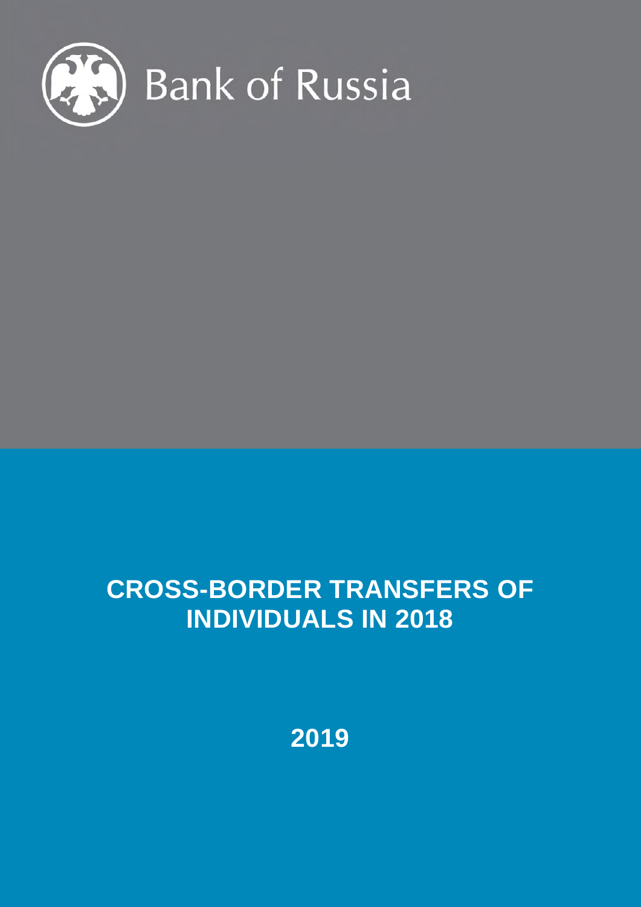Bank of Russia

# CROSS-BORDER TRANSFERS OF INDIVIDUALS IN 2018

2019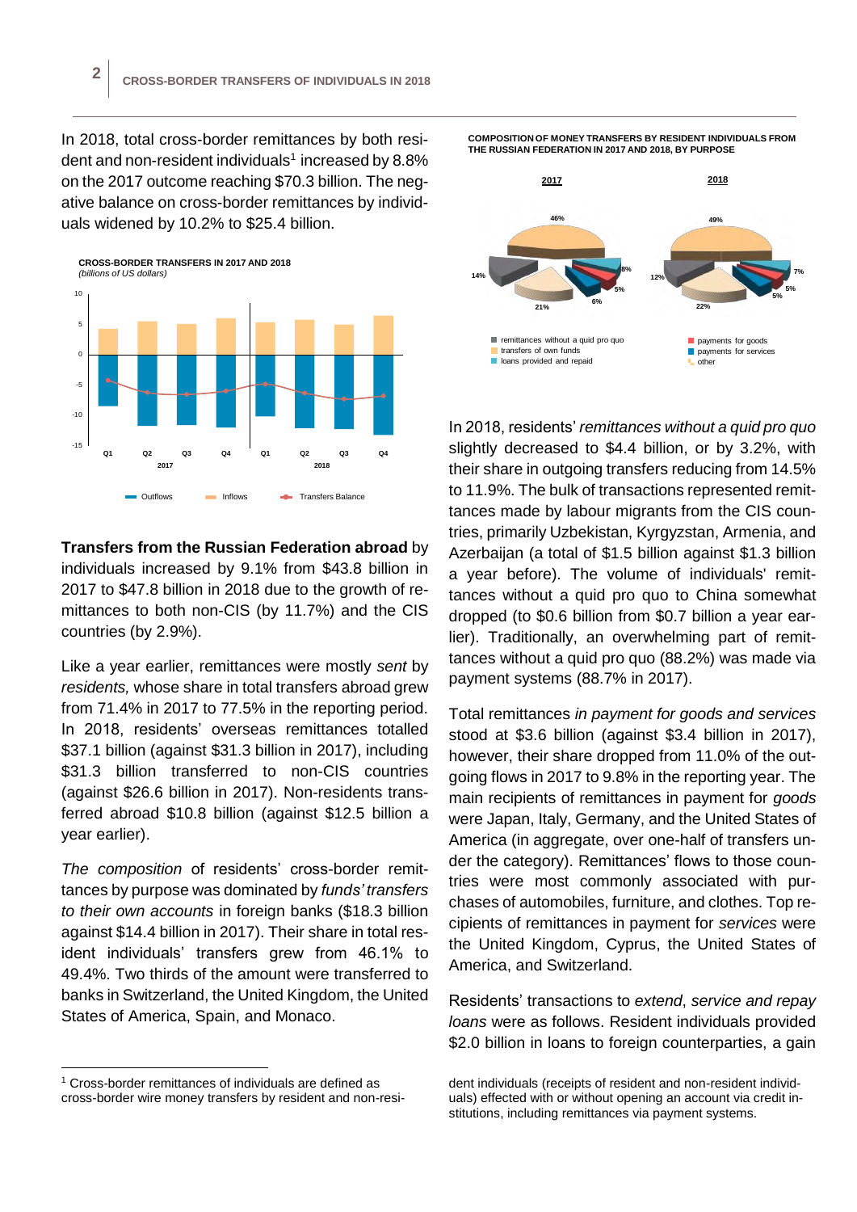In 2018, total cross-border remittances by both resident and non-resident individuals[1] increased by 8.8% on the 2017 outcome reaching $70.3 billion. The negative balance on cross-border remittances by individuals widened by 10.2% to $25.4 billion.

**CROSS-BORDER TRANSFERS IN 2017 AND 2018**
*(billions of US dollars)*

**Transfers from the Russian Federation abroad** by individuals increased by 9.1% from $43.8 billion in 2017 to $47.8 billion in 2018 due to the growth of remittances to both non-CIS (by 11.7%) and the CIS countries (by 2.9%).

Like a year earlier, remittances were mostly *sent* by *residents,* whose share in total transfers abroad grew from 71.4% in 2017 to 77.5% in the reporting period. In 2018, residents' overseas remittances totalled $37.1 billion (against $31.3 billion in 2017), including $31.3 billion transferred to non-CIS countries (against $26.6 billion in 2017). Non-residents transferred abroad $10.8 billion (against $12.5 billion a year earlier).

*The composition* of residents' cross-border remittances by purpose was dominated by *funds' transfers to their own accounts* in foreign banks ($18.3 billion against $14.4 billion in 2017). Their share in total resident individuals' transfers grew from 46.1% to 49.4%. Two thirds of the amount were transferred to banks in Switzerland, the United Kingdom, the United States of America, Spain, and Monaco.

**COMPOSITION OF MONEY TRANSFERS BY RESIDENT INDIVIDUALS FROM THE RUSSIAN FEDERATION IN 2017 AND 2018, BY PURPOSE**

In 2018, residents' *remittances without a quid pro quo* slightly decreased to $4.4 billion, or by 3.2%, with their share in outgoing transfers reducing from 14.5% to 11.9%. The bulk of transactions represented remittances made by labour migrants from the CIS countries, primarily Uzbekistan, Kyrgyzstan, Armenia, and Azerbaijan (a total of $1.5 billion against $1.3 billion a year before). The volume of individuals' remittances without a quid pro quo to China somewhat dropped (to $0.6 billion from $0.7 billion a year earlier). Traditionally, an overwhelming part of remittances without a quid pro quo (88.2%) was made via payment systems (88.7% in 2017).

Total remittances *in payment for goods and services* stood at $3.6 billion (against $3.4 billion in 2017), however, their share dropped from 11.0% of the outgoing flows in 2017 to 9.8% in the reporting year. The main recipients of remittances in payment for *goods* were Japan, Italy, Germany, and the United States of America (in aggregate, over one-half of transfers under the category). Remittances' flows to those countries were most commonly associated with purchases of automobiles, furniture, and clothes. Top recipients of remittances in payment for *services* were the United Kingdom, Cyprus, the United States of America, and Switzerland.

Residents' transactions to *extend*, *service and repay loans* were as follows. Resident individuals provided $2.0 billion in loans to foreign counterparties, a gain

[1] Cross-border remittances of individuals are defined as cross-border wire money transfers by resident and non-resident individuals (receipts of resident and non-resident individuals) effected with or without opening an account via credit institutions, including remittances via payment systems.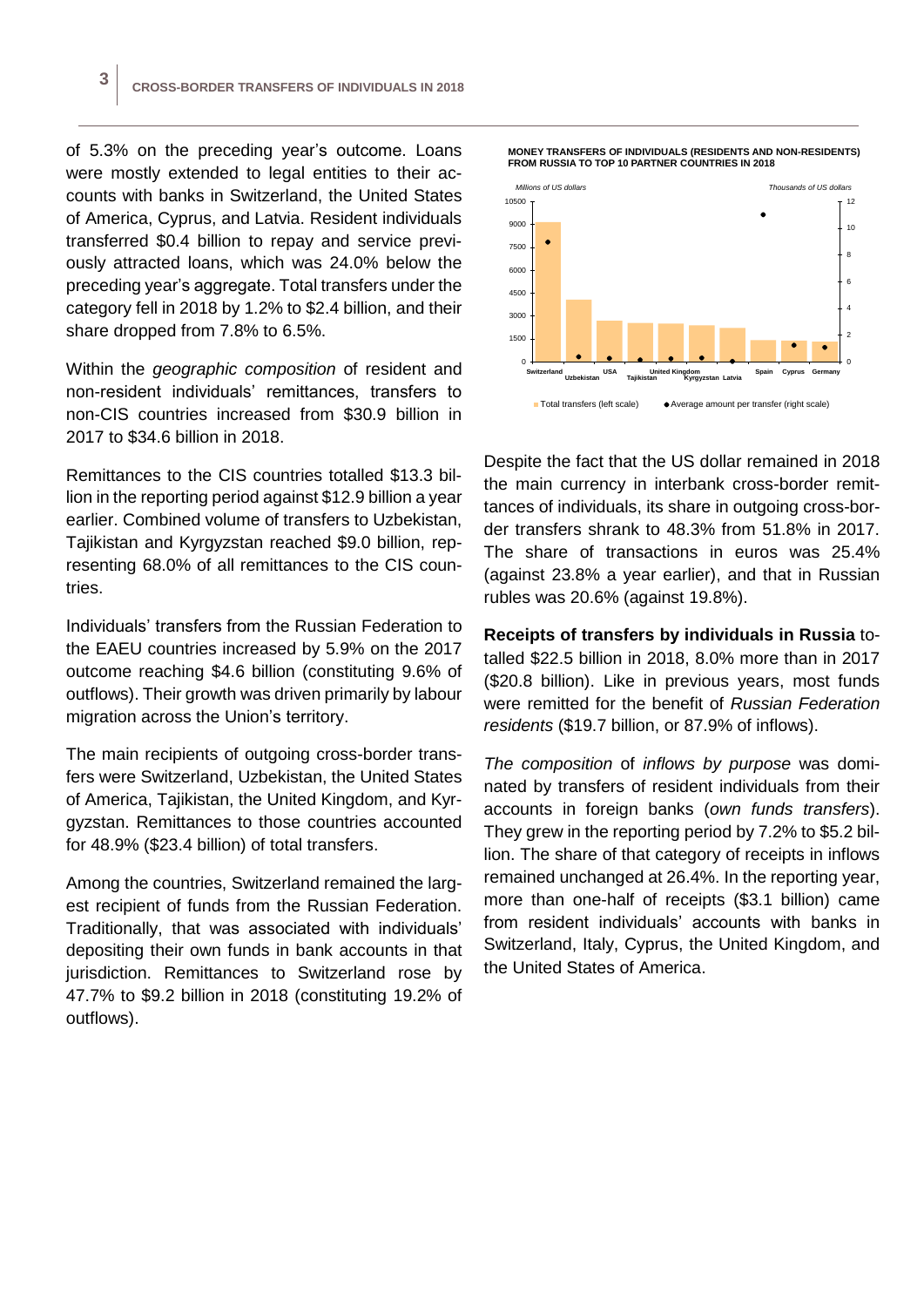of 5.3% on the preceding year's outcome. Loans were mostly extended to legal entities to their accounts with banks in Switzerland, the United States of America, Cyprus, and Latvia. Resident individuals transferred \$0.4 billion to repay and service previously attracted loans, which was 24.0% below the preceding year's aggregate. Total transfers under the category fell in 2018 by 1.2% to \$2.4 billion, and their share dropped from 7.8% to 6.5%.

Within the *geographic composition* of resident and non-resident individuals' remittances, transfers to non-CIS countries increased from \$30.9 billion in 2017 to \$34.6 billion in 2018.

Remittances to the CIS countries totalled \$13.3 billion in the reporting period against \$12.9 billion a year earlier. Combined volume of transfers to Uzbekistan, Tajikistan and Kyrgyzstan reached \$9.0 billion, representing 68.0% of all remittances to the CIS countries.

Individuals' transfers from the Russian Federation to the EAEU countries increased by 5.9% on the 2017 outcome reaching \$4.6 billion (constituting 9.6% of outflows). Their growth was driven primarily by labour migration across the Union's territory.

The main recipients of outgoing cross-border transfers were Switzerland, Uzbekistan, the United States of America, Tajikistan, the United Kingdom, and Kyrgyzstan. Remittances to those countries accounted for 48.9% (\$23.4 billion) of total transfers.

Among the countries, Switzerland remained the largest recipient of funds from the Russian Federation. Traditionally, that was associated with individuals' depositing their own funds in bank accounts in that jurisdiction. Remittances to Switzerland rose by 47.7% to \$9.2 billion in 2018 (constituting 19.2% of outflows).

**MONEY TRANSFERS OF INDIVIDUALS (RESIDENTS AND NON-RESIDENTS) FROM RUSSIA TO TOP 10 PARTNER COUNTRIES IN 2018**

*Millions of US dollars* / *Thousands of US dollars*

Switzerland, Uzbekistan, USA, Tajikistan, United Kingdom, Kyrgyzstan, Latvia, Spain, Cyprus, Germany

Total transfers (left scale) ◆ Average amount per transfer (right scale)

Despite the fact that the US dollar remained in 2018 the main currency in interbank cross-border remittances of individuals, its share in outgoing cross-border transfers shrank to 48.3% from 51.8% in 2017. The share of transactions in euros was 25.4% (against 23.8% a year earlier), and that in Russian rubles was 20.6% (against 19.8%).

**Receipts of transfers by individuals in Russia** totalled \$22.5 billion in 2018, 8.0% more than in 2017 (\$20.8 billion). Like in previous years, most funds were remitted for the benefit of *Russian Federation residents* (\$19.7 billion, or 87.9% of inflows).

*The composition* of *inflows by purpose* was dominated by transfers of resident individuals from their accounts in foreign banks (*own funds transfers*). They grew in the reporting period by 7.2% to \$5.2 billion. The share of that category of receipts in inflows remained unchanged at 26.4%. In the reporting year, more than one-half of receipts (\$3.1 billion) came from resident individuals' accounts with banks in Switzerland, Italy, Cyprus, the United Kingdom, and the United States of America.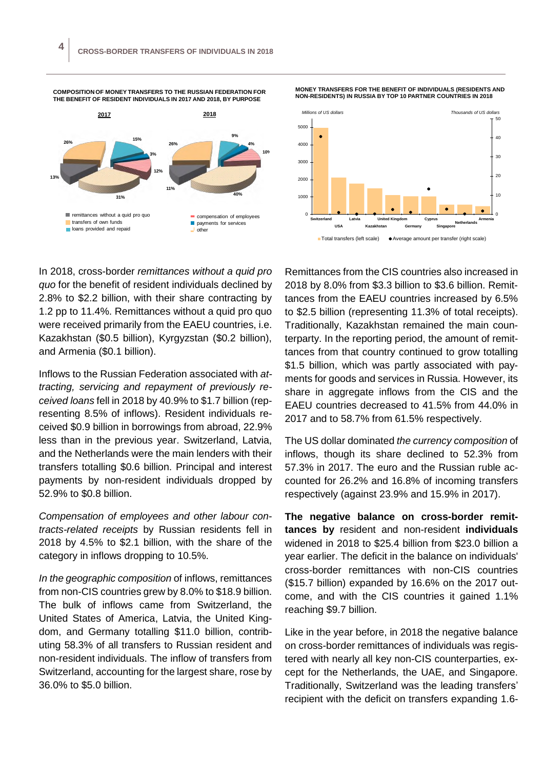**COMPOSITION OF MONEY TRANSFERS TO THE RUSSIAN FEDERATION FOR THE BENEFIT OF RESIDENT INDIVIDUALS IN 2017 AND 2018, BY PURPOSE**

**MONEY TRANSFERS FOR THE BENEFIT OF INDIVIDUALS (RESIDENTS AND NON-RESIDENTS) IN RUSSIA BY TOP 10 PARTNER COUNTRIES IN 2018**

In 2018, cross-border *remittances without a quid pro quo* for the benefit of resident individuals declined by 2.8% to \$2.2 billion, with their share contracting by 1.2 pp to 11.4%. Remittances without a quid pro quo were received primarily from the EAEU countries, i.e. Kazakhstan (\$0.5 billion), Kyrgyzstan (\$0.2 billion), and Armenia (\$0.1 billion).

Inflows to the Russian Federation associated with *attracting, servicing and repayment of previously received loans* fell in 2018 by 40.9% to \$1.7 billion (representing 8.5% of inflows). Resident individuals received \$0.9 billion in borrowings from abroad, 22.9% less than in the previous year. Switzerland, Latvia, and the Netherlands were the main lenders with their transfers totalling \$0.6 billion. Principal and interest payments by non-resident individuals dropped by 52.9% to \$0.8 billion.

*Compensation of employees and other labour contracts-related receipts* by Russian residents fell in 2018 by 4.5% to \$2.1 billion, with the share of the category in inflows dropping to 10.5%.

*In the geographic composition* of inflows, remittances from non-CIS countries grew by 8.0% to \$18.9 billion. The bulk of inflows came from Switzerland, the United States of America, Latvia, the United Kingdom, and Germany totalling \$11.0 billion, contributing 58.3% of all transfers to Russian resident and non-resident individuals. The inflow of transfers from Switzerland, accounting for the largest share, rose by 36.0% to \$5.0 billion.

Remittances from the CIS countries also increased in 2018 by 8.0% from \$3.3 billion to \$3.6 billion. Remittances from the EAEU countries increased by 6.5% to \$2.5 billion (representing 11.3% of total receipts). Traditionally, Kazakhstan remained the main counterparty. In the reporting period, the amount of remittances from that country continued to grow totalling \$1.5 billion, which was partly associated with payments for goods and services in Russia. However, its share in aggregate inflows from the CIS and the EAEU countries decreased to 41.5% from 44.0% in 2017 and to 58.7% from 61.5% respectively.

The US dollar dominated *the currency composition* of inflows, though its share declined to 52.3% from 57.3% in 2017. The euro and the Russian ruble accounted for 26.2% and 16.8% of incoming transfers respectively (against 23.9% and 15.9% in 2017).

**The negative balance on cross-border remittances by** resident and non-resident **individuals** widened in 2018 to \$25.4 billion from \$23.0 billion a year earlier. The deficit in the balance on individuals' cross-border remittances with non-CIS countries (\$15.7 billion) expanded by 16.6% on the 2017 outcome, and with the CIS countries it gained 1.1% reaching \$9.7 billion.

Like in the year before, in 2018 the negative balance on cross-border remittances of individuals was registered with nearly all key non-CIS counterparties, except for the Netherlands, the UAE, and Singapore. Traditionally, Switzerland was the leading transfers' recipient with the deficit on transfers expanding 1.6-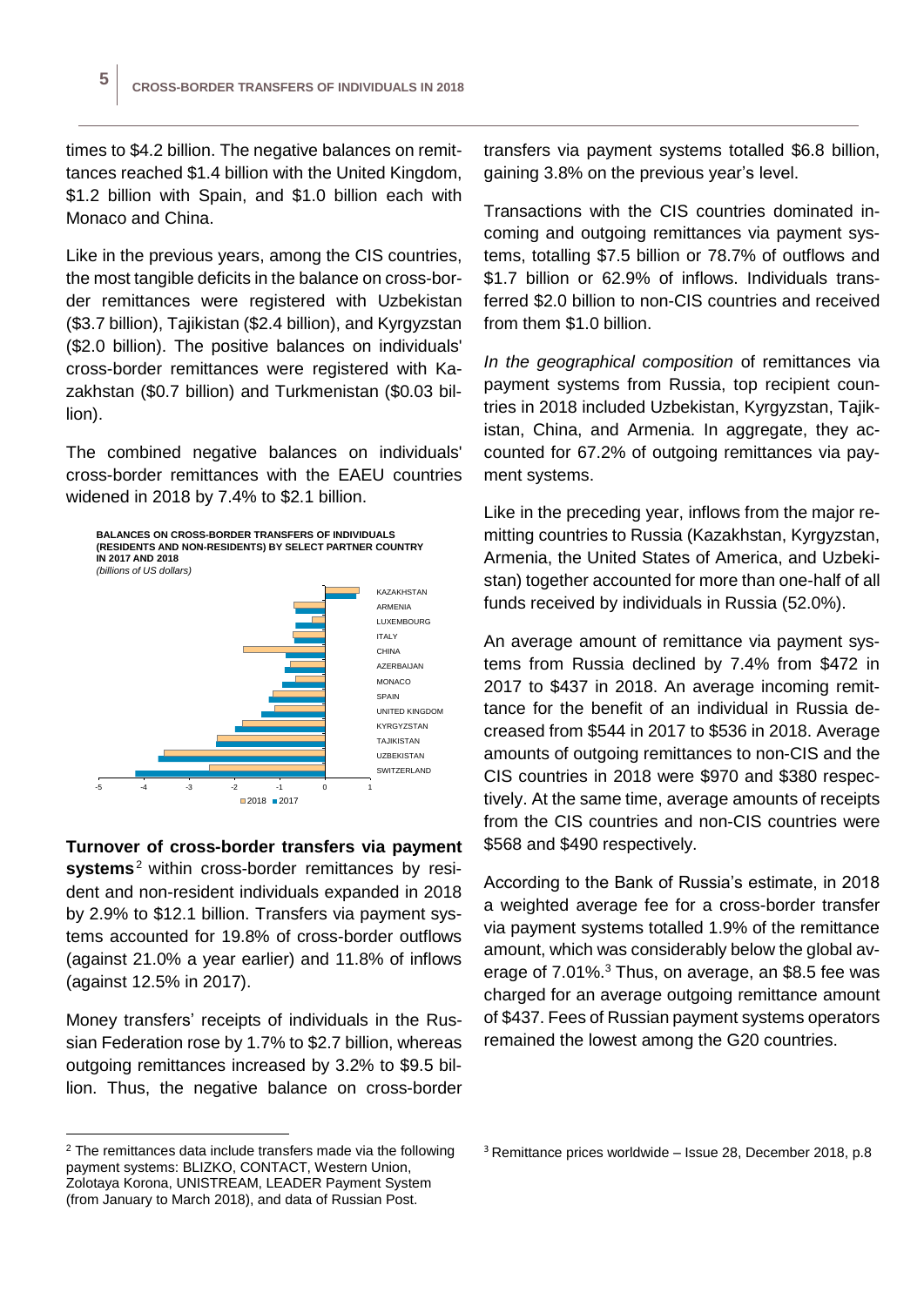times to $4.2 billion. The negative balances on remittances reached $1.4 billion with the United Kingdom, $1.2 billion with Spain, and $1.0 billion each with Monaco and China.

Like in the previous years, among the CIS countries, the most tangible deficits in the balance on cross-border remittances were registered with Uzbekistan ($3.7 billion), Tajikistan ($2.4 billion), and Kyrgyzstan ($2.0 billion). The positive balances on individuals' cross-border remittances were registered with Kazakhstan ($0.7 billion) and Turkmenistan ($0.03 billion).

The combined negative balances on individuals' cross-border remittances with the EAEU countries widened in 2018 by 7.4% to $2.1 billion.

**BALANCES ON CROSS-BORDER TRANSFERS OF INDIVIDUALS (RESIDENTS AND NON-RESIDENTS) BY SELECT PARTNER COUNTRY IN 2017 AND 2018**
*(billions of US dollars)*

KAZAKHSTAN, ARMENIA, LUXEMBOURG, ITALY, CHINA, AZERBAIJAN, MONACO, SPAIN, UNITED KINGDOM, KYRGYZSTAN, TAJIKISTAN, UZBEKISTAN, SWITZERLAND

-5 -4 -3 -2 -1 0 1

2018 2017

**Turnover of cross-border transfers via payment systems**[2] within cross-border remittances by resident and non-resident individuals expanded in 2018 by 2.9% to $12.1 billion. Transfers via payment systems accounted for 19.8% of cross-border outflows (against 21.0% a year earlier) and 11.8% of inflows (against 12.5% in 2017).

Money transfers' receipts of individuals in the Russian Federation rose by 1.7% to $2.7 billion, whereas outgoing remittances increased by 3.2% to $9.5 billion. Thus, the negative balance on cross-border transfers via payment systems totalled $6.8 billion, gaining 3.8% on the previous year's level.

Transactions with the CIS countries dominated incoming and outgoing remittances via payment systems, totalling $7.5 billion or 78.7% of outflows and $1.7 billion or 62.9% of inflows. Individuals transferred $2.0 billion to non-CIS countries and received from them $1.0 billion.

*In the geographical composition* of remittances via payment systems from Russia, top recipient countries in 2018 included Uzbekistan, Kyrgyzstan, Tajikistan, China, and Armenia. In aggregate, they accounted for 67.2% of outgoing remittances via payment systems.

Like in the preceding year, inflows from the major remitting countries to Russia (Kazakhstan, Kyrgyzstan, Armenia, the United States of America, and Uzbekistan) together accounted for more than one-half of all funds received by individuals in Russia (52.0%).

An average amount of remittance via payment systems from Russia declined by 7.4% from $472 in 2017 to $437 in 2018. An average incoming remittance for the benefit of an individual in Russia decreased from $544 in 2017 to $536 in 2018. Average amounts of outgoing remittances to non-CIS and the CIS countries in 2018 were $970 and $380 respectively. At the same time, average amounts of receipts from the CIS countries and non-CIS countries were $568 and $490 respectively.

According to the Bank of Russia's estimate, in 2018 a weighted average fee for a cross-border transfer via payment systems totalled 1.9% of the remittance amount, which was considerably below the global average of 7.01%.[3] Thus, on average, an $8.5 fee was charged for an average outgoing remittance amount of $437. Fees of Russian payment systems operators remained the lowest among the G20 countries.

---

[2] The remittances data include transfers made via the following payment systems: BLIZKO, CONTACT, Western Union, Zolotaya Korona, UNISTREAM, LEADER Payment System (from January to March 2018), and data of Russian Post.

[3] Remittance prices worldwide – Issue 28, December 2018, p.8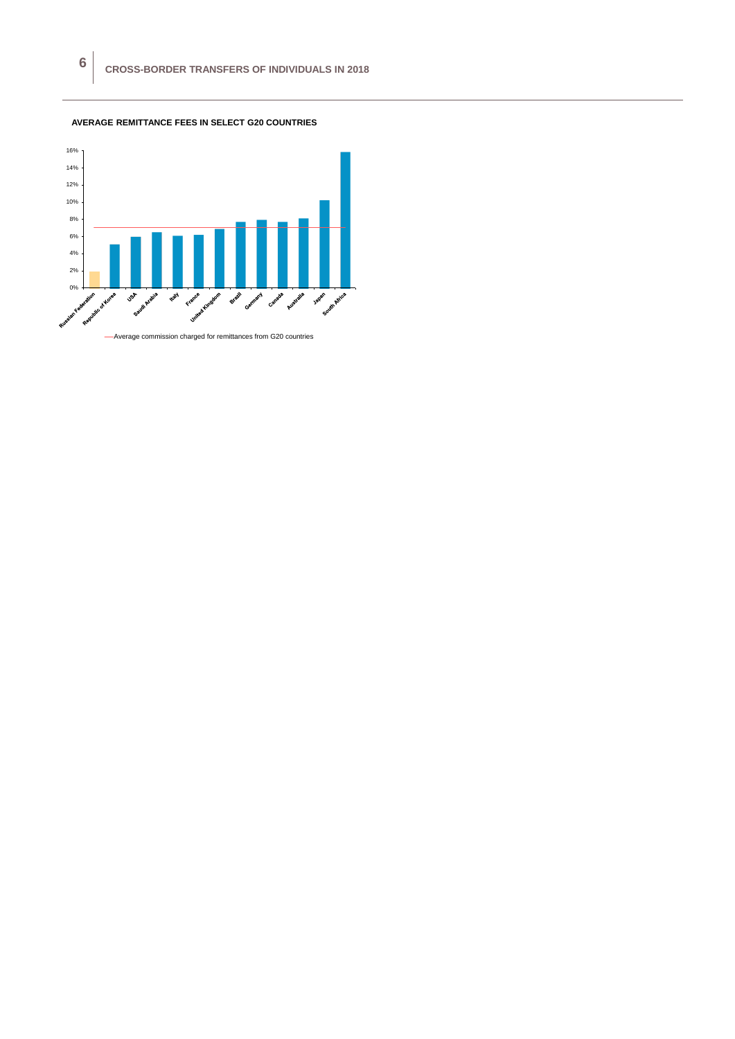**AVERAGE REMITTANCE FEES IN SELECT G20 COUNTRIES**

16%
14%
12%
10%
8%
6%
4%
2%
0%

Russian Federation
Republic of Korea
USA
Saudi Arabia
Italy
France
United Kingdom
Brazil
Germany
Canada
Australia
Japan
South Africa

Average commission charged for remittances from G20 countries